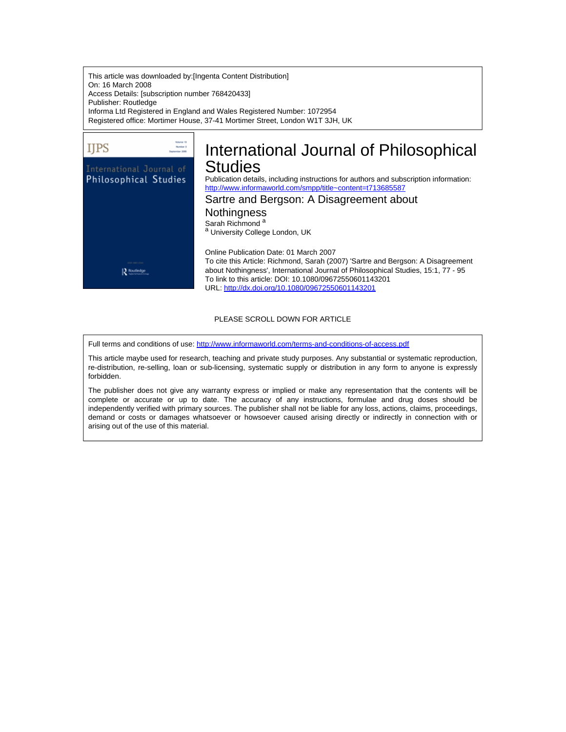This article was downloaded by:[Ingenta Content Distribution]
On: 16 March 2008
Access Details: [subscription number 768420433]
Publisher: Routledge
Informa Ltd Registered in England and Wales Registered Number: 1072954
Registered office: Mortimer House, 37-41 Mortimer Street, London W1T 3JH, UK

# International Journal of Philosophical Studies

Publication details, including instructions for authors and subscription information:
http://www.informaworld.com/smpp/title~content=t713685587

## Sartre and Bergson: A Disagreement about Nothingness

Sarah Richmond [a]

[a] University College London, UK

Online Publication Date: 01 March 2007

To cite this Article: Richmond, Sarah (2007) 'Sartre and Bergson: A Disagreement about Nothingness', International Journal of Philosophical Studies, 15:1, 77 - 95

To link to this article: DOI: 10.1080/09672550601143201

URL: http://dx.doi.org/10.1080/09672550601143201

PLEASE SCROLL DOWN FOR ARTICLE

Full terms and conditions of use: http://www.informaworld.com/terms-and-conditions-of-access.pdf

This article maybe used for research, teaching and private study purposes. Any substantial or systematic reproduction, re-distribution, re-selling, loan or sub-licensing, systematic supply or distribution in any form to anyone is expressly forbidden.

The publisher does not give any warranty express or implied or make any representation that the contents will be complete or accurate or up to date. The accuracy of any instructions, formulae and drug doses should be independently verified with primary sources. The publisher shall not be liable for any loss, actions, claims, proceedings, demand or costs or damages whatsoever or howsoever caused arising directly or indirectly in connection with or arising out of the use of this material.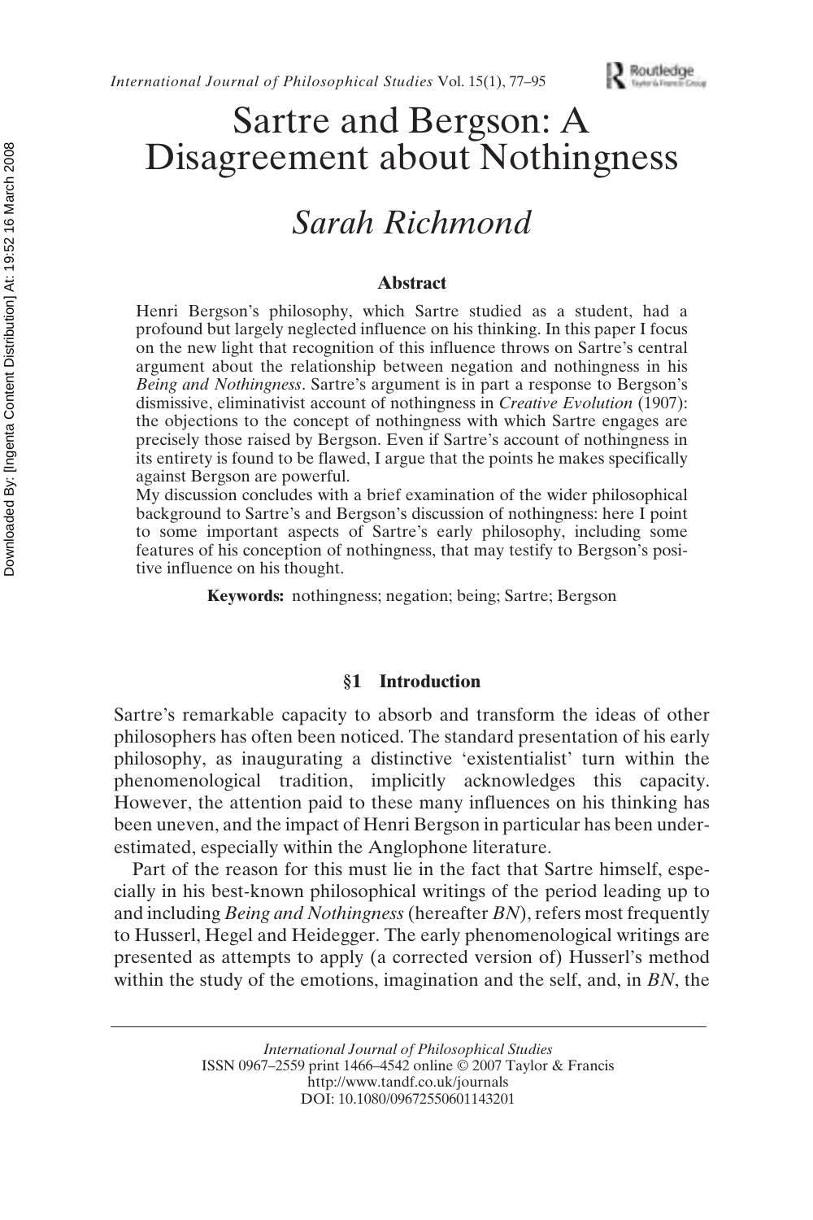# Sartre and Bergson: A Disagreement about Nothingness

## *Sarah Richmond*

### Abstract

Henri Bergson's philosophy, which Sartre studied as a student, had a profound but largely neglected influence on his thinking. In this paper I focus on the new light that recognition of this influence throws on Sartre's central argument about the relationship between negation and nothingness in his *Being and Nothingness*. Sartre's argument is in part a response to Bergson's dismissive, eliminativist account of nothingness in *Creative Evolution* (1907): the objections to the concept of nothingness with which Sartre engages are precisely those raised by Bergson. Even if Sartre's account of nothingness in its entirety is found to be flawed, I argue that the points he makes specifically against Bergson are powerful.

My discussion concludes with a brief examination of the wider philosophical background to Sartre's and Bergson's discussion of nothingness: here I point to some important aspects of Sartre's early philosophy, including some features of his conception of nothingness, that may testify to Bergson's positive influence on his thought.

**Keywords:** nothingness; negation; being; Sartre; Bergson

### §1 Introduction

Sartre's remarkable capacity to absorb and transform the ideas of other philosophers has often been noticed. The standard presentation of his early philosophy, as inaugurating a distinctive 'existentialist' turn within the phenomenological tradition, implicitly acknowledges this capacity. However, the attention paid to these many influences on his thinking has been uneven, and the impact of Henri Bergson in particular has been underestimated, especially within the Anglophone literature.

Part of the reason for this must lie in the fact that Sartre himself, especially in his best-known philosophical writings of the period leading up to and including *Being and Nothingness* (hereafter *BN*), refers most frequently to Husserl, Hegel and Heidegger. The early phenomenological writings are presented as attempts to apply (a corrected version of) Husserl's method within the study of the emotions, imagination and the self, and, in *BN*, the

International Journal of Philosophical Studies
ISSN 0967–2559 print 1466–4542 online © 2007 Taylor & Francis
http://www.tandf.co.uk/journals
DOI: 10.1080/09672550601143201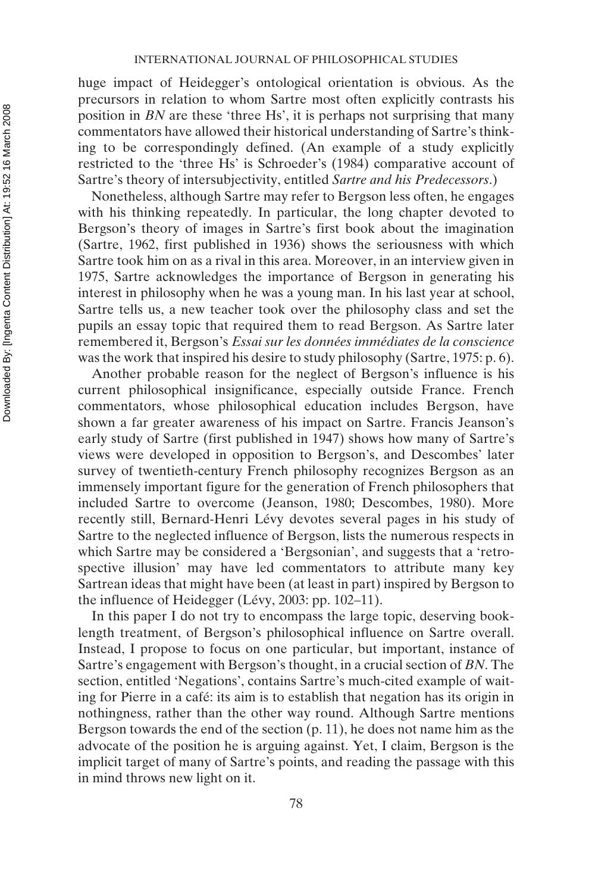huge impact of Heidegger's ontological orientation is obvious. As the precursors in relation to whom Sartre most often explicitly contrasts his position in *BN* are these 'three Hs', it is perhaps not surprising that many commentators have allowed their historical understanding of Sartre's thinking to be correspondingly defined. (An example of a study explicitly restricted to the 'three Hs' is Schroeder's (1984) comparative account of Sartre's theory of intersubjectivity, entitled *Sartre and his Predecessors*.)

Nonetheless, although Sartre may refer to Bergson less often, he engages with his thinking repeatedly. In particular, the long chapter devoted to Bergson's theory of images in Sartre's first book about the imagination (Sartre, 1962, first published in 1936) shows the seriousness with which Sartre took him on as a rival in this area. Moreover, in an interview given in 1975, Sartre acknowledges the importance of Bergson in generating his interest in philosophy when he was a young man. In his last year at school, Sartre tells us, a new teacher took over the philosophy class and set the pupils an essay topic that required them to read Bergson. As Sartre later remembered it, Bergson's *Essai sur les données immédiates de la conscience* was the work that inspired his desire to study philosophy (Sartre, 1975: p. 6).

Another probable reason for the neglect of Bergson's influence is his current philosophical insignificance, especially outside France. French commentators, whose philosophical education includes Bergson, have shown a far greater awareness of his impact on Sartre. Francis Jeanson's early study of Sartre (first published in 1947) shows how many of Sartre's views were developed in opposition to Bergson's, and Descombes' later survey of twentieth-century French philosophy recognizes Bergson as an immensely important figure for the generation of French philosophers that included Sartre to overcome (Jeanson, 1980; Descombes, 1980). More recently still, Bernard-Henri Lévy devotes several pages in his study of Sartre to the neglected influence of Bergson, lists the numerous respects in which Sartre may be considered a 'Bergsonian', and suggests that a 'retrospective illusion' may have led commentators to attribute many key Sartrean ideas that might have been (at least in part) inspired by Bergson to the influence of Heidegger (Lévy, 2003: pp. 102–11).

In this paper I do not try to encompass the large topic, deserving book-length treatment, of Bergson's philosophical influence on Sartre overall. Instead, I propose to focus on one particular, but important, instance of Sartre's engagement with Bergson's thought, in a crucial section of *BN*. The section, entitled 'Negations', contains Sartre's much-cited example of waiting for Pierre in a café: its aim is to establish that negation has its origin in nothingness, rather than the other way round. Although Sartre mentions Bergson towards the end of the section (p. 11), he does not name him as the advocate of the position he is arguing against. Yet, I claim, Bergson is the implicit target of many of Sartre's points, and reading the passage with this in mind throws new light on it.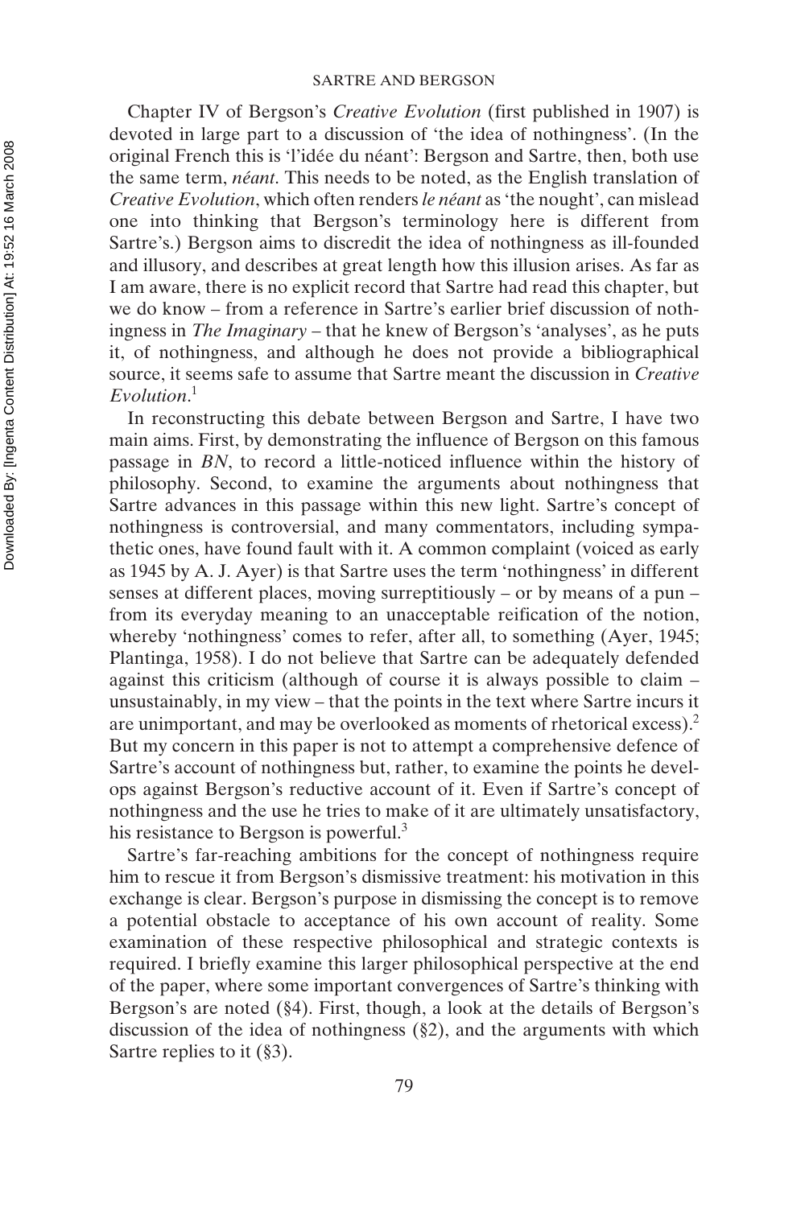Chapter IV of Bergson's *Creative Evolution* (first published in 1907) is devoted in large part to a discussion of 'the idea of nothingness'. (In the original French this is 'l'idée du néant': Bergson and Sartre, then, both use the same term, *néant*. This needs to be noted, as the English translation of *Creative Evolution*, which often renders *le néant* as 'the nought', can mislead one into thinking that Bergson's terminology here is different from Sartre's.) Bergson aims to discredit the idea of nothingness as ill-founded and illusory, and describes at great length how this illusion arises. As far as I am aware, there is no explicit record that Sartre had read this chapter, but we do know – from a reference in Sartre's earlier brief discussion of nothingness in *The Imaginary* – that he knew of Bergson's 'analyses', as he puts it, of nothingness, and although he does not provide a bibliographical source, it seems safe to assume that Sartre meant the discussion in *Creative Evolution*.[1]

In reconstructing this debate between Bergson and Sartre, I have two main aims. First, by demonstrating the influence of Bergson on this famous passage in *BN*, to record a little-noticed influence within the history of philosophy. Second, to examine the arguments about nothingness that Sartre advances in this passage within this new light. Sartre's concept of nothingness is controversial, and many commentators, including sympathetic ones, have found fault with it. A common complaint (voiced as early as 1945 by A. J. Ayer) is that Sartre uses the term 'nothingness' in different senses at different places, moving surreptitiously – or by means of a pun – from its everyday meaning to an unacceptable reification of the notion, whereby 'nothingness' comes to refer, after all, to something (Ayer, 1945; Plantinga, 1958). I do not believe that Sartre can be adequately defended against this criticism (although of course it is always possible to claim – unsustainably, in my view – that the points in the text where Sartre incurs it are unimportant, and may be overlooked as moments of rhetorical excess).[2] But my concern in this paper is not to attempt a comprehensive defence of Sartre's account of nothingness but, rather, to examine the points he develops against Bergson's reductive account of it. Even if Sartre's concept of nothingness and the use he tries to make of it are ultimately unsatisfactory, his resistance to Bergson is powerful.[3]

Sartre's far-reaching ambitions for the concept of nothingness require him to rescue it from Bergson's dismissive treatment: his motivation in this exchange is clear. Bergson's purpose in dismissing the concept is to remove a potential obstacle to acceptance of his own account of reality. Some examination of these respective philosophical and strategic contexts is required. I briefly examine this larger philosophical perspective at the end of the paper, where some important convergences of Sartre's thinking with Bergson's are noted (§4). First, though, a look at the details of Bergson's discussion of the idea of nothingness (§2), and the arguments with which Sartre replies to it (§3).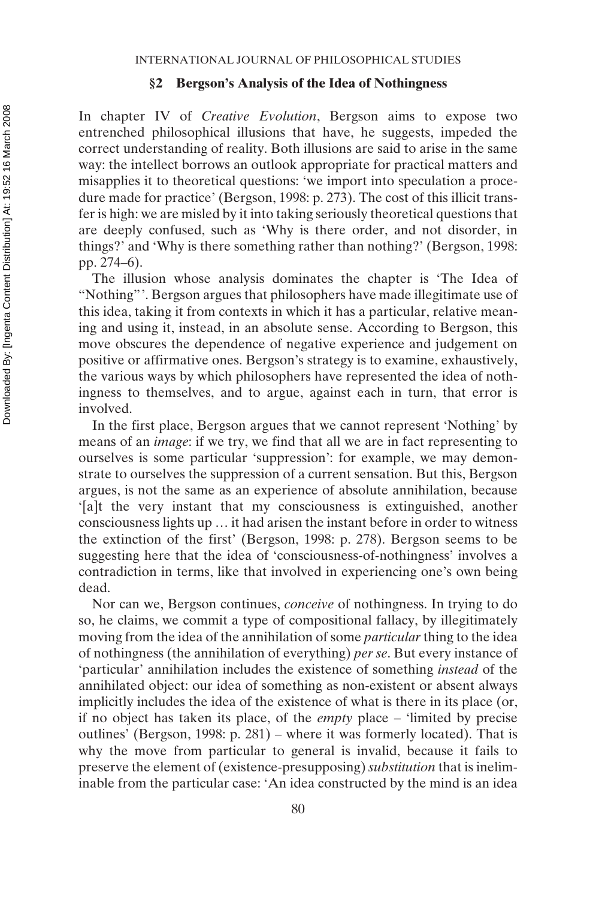## §2 Bergson's Analysis of the Idea of Nothingness

In chapter IV of *Creative Evolution*, Bergson aims to expose two entrenched philosophical illusions that have, he suggests, impeded the correct understanding of reality. Both illusions are said to arise in the same way: the intellect borrows an outlook appropriate for practical matters and misapplies it to theoretical questions: 'we import into speculation a procedure made for practice' (Bergson, 1998: p. 273). The cost of this illicit transfer is high: we are misled by it into taking seriously theoretical questions that are deeply confused, such as 'Why is there order, and not disorder, in things?' and 'Why is there something rather than nothing?' (Bergson, 1998: pp. 274–6).

The illusion whose analysis dominates the chapter is 'The Idea of "Nothing"'. Bergson argues that philosophers have made illegitimate use of this idea, taking it from contexts in which it has a particular, relative meaning and using it, instead, in an absolute sense. According to Bergson, this move obscures the dependence of negative experience and judgement on positive or affirmative ones. Bergson's strategy is to examine, exhaustively, the various ways by which philosophers have represented the idea of nothingness to themselves, and to argue, against each in turn, that error is involved.

In the first place, Bergson argues that we cannot represent 'Nothing' by means of an *image*: if we try, we find that all we are in fact representing to ourselves is some particular 'suppression': for example, we may demonstrate to ourselves the suppression of a current sensation. But this, Bergson argues, is not the same as an experience of absolute annihilation, because '[a]t the very instant that my consciousness is extinguished, another consciousness lights up … it had arisen the instant before in order to witness the extinction of the first' (Bergson, 1998: p. 278). Bergson seems to be suggesting here that the idea of 'consciousness-of-nothingness' involves a contradiction in terms, like that involved in experiencing one's own being dead.

Nor can we, Bergson continues, *conceive* of nothingness. In trying to do so, he claims, we commit a type of compositional fallacy, by illegitimately moving from the idea of the annihilation of some *particular* thing to the idea of nothingness (the annihilation of everything) *per se*. But every instance of 'particular' annihilation includes the existence of something *instead* of the annihilated object: our idea of something as non-existent or absent always implicitly includes the idea of the existence of what is there in its place (or, if no object has taken its place, of the *empty* place – 'limited by precise outlines' (Bergson, 1998: p. 281) – where it was formerly located). That is why the move from particular to general is invalid, because it fails to preserve the element of (existence-presupposing) *substitution* that is ineliminable from the particular case: 'An idea constructed by the mind is an idea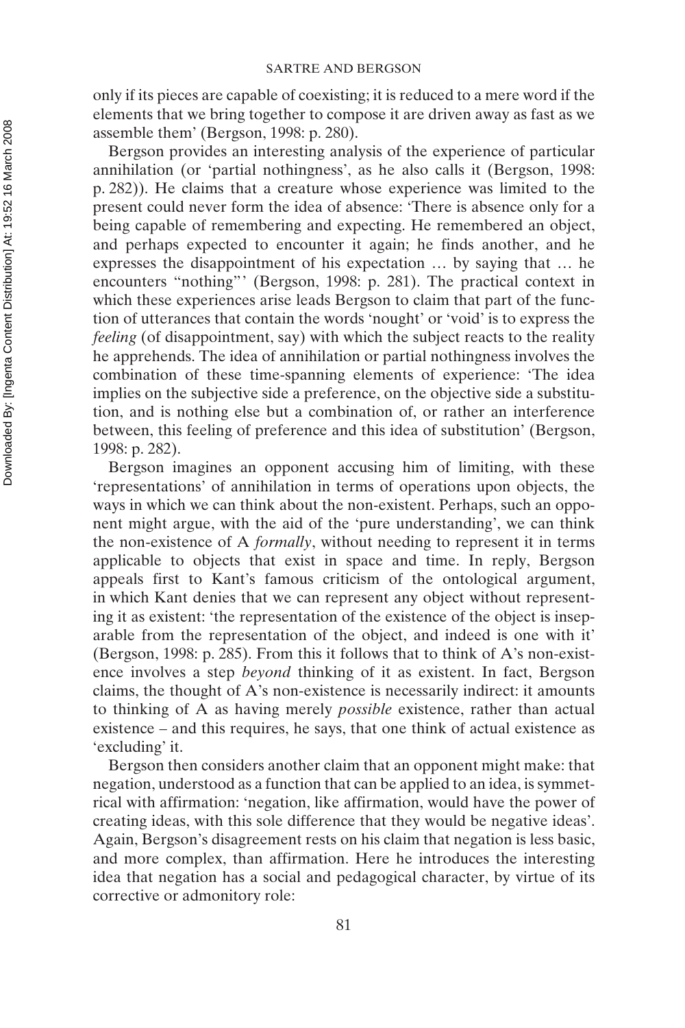only if its pieces are capable of coexisting; it is reduced to a mere word if the elements that we bring together to compose it are driven away as fast as we assemble them' (Bergson, 1998: p. 280).

Bergson provides an interesting analysis of the experience of particular annihilation (or 'partial nothingness', as he also calls it (Bergson, 1998: p. 282)). He claims that a creature whose experience was limited to the present could never form the idea of absence: 'There is absence only for a being capable of remembering and expecting. He remembered an object, and perhaps expected to encounter it again; he finds another, and he expresses the disappointment of his expectation … by saying that … he encounters "nothing"' (Bergson, 1998: p. 281). The practical context in which these experiences arise leads Bergson to claim that part of the function of utterances that contain the words 'nought' or 'void' is to express the *feeling* (of disappointment, say) with which the subject reacts to the reality he apprehends. The idea of annihilation or partial nothingness involves the combination of these time-spanning elements of experience: 'The idea implies on the subjective side a preference, on the objective side a substitution, and is nothing else but a combination of, or rather an interference between, this feeling of preference and this idea of substitution' (Bergson, 1998: p. 282).

Bergson imagines an opponent accusing him of limiting, with these 'representations' of annihilation in terms of operations upon objects, the ways in which we can think about the non-existent. Perhaps, such an opponent might argue, with the aid of the 'pure understanding', we can think the non-existence of A *formally*, without needing to represent it in terms applicable to objects that exist in space and time. In reply, Bergson appeals first to Kant's famous criticism of the ontological argument, in which Kant denies that we can represent any object without representing it as existent: 'the representation of the existence of the object is inseparable from the representation of the object, and indeed is one with it' (Bergson, 1998: p. 285). From this it follows that to think of A's non-existence involves a step *beyond* thinking of it as existent. In fact, Bergson claims, the thought of A's non-existence is necessarily indirect: it amounts to thinking of A as having merely *possible* existence, rather than actual existence – and this requires, he says, that one think of actual existence as 'excluding' it.

Bergson then considers another claim that an opponent might make: that negation, understood as a function that can be applied to an idea, is symmetrical with affirmation: 'negation, like affirmation, would have the power of creating ideas, with this sole difference that they would be negative ideas'. Again, Bergson's disagreement rests on his claim that negation is less basic, and more complex, than affirmation. Here he introduces the interesting idea that negation has a social and pedagogical character, by virtue of its corrective or admonitory role: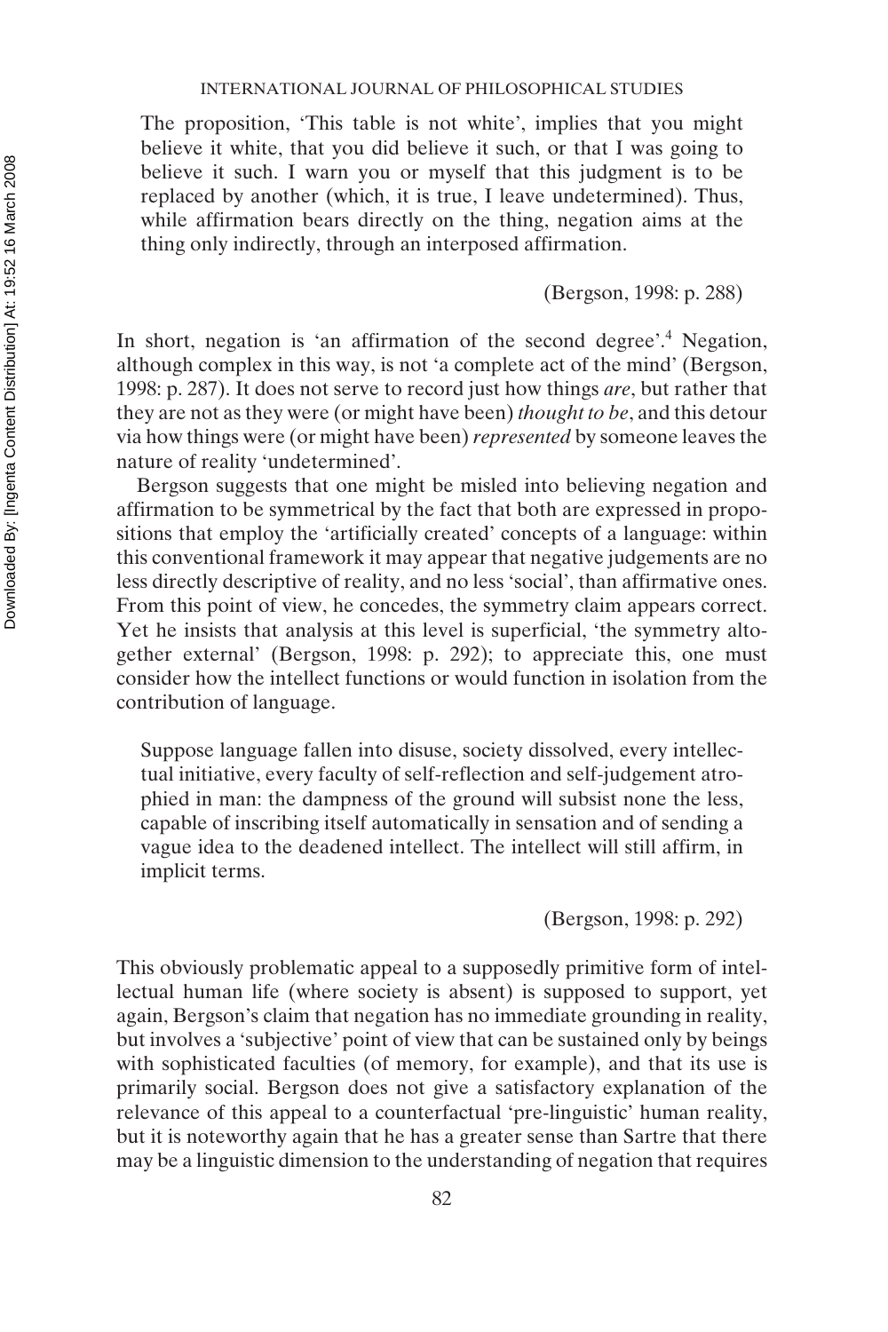> The proposition, 'This table is not white', implies that you might believe it white, that you did believe it such, or that I was going to believe it such. I warn you or myself that this judgment is to be replaced by another (which, it is true, I leave undetermined). Thus, while affirmation bears directly on the thing, negation aims at the thing only indirectly, through an interposed affirmation.
>
> (Bergson, 1998: p. 288)

In short, negation is 'an affirmation of the second degree'.[4] Negation, although complex in this way, is not 'a complete act of the mind' (Bergson, 1998: p. 287). It does not serve to record just how things *are*, but rather that they are not as they were (or might have been) *thought to be*, and this detour via how things were (or might have been) *represented* by someone leaves the nature of reality 'undetermined'.

Bergson suggests that one might be misled into believing negation and affirmation to be symmetrical by the fact that both are expressed in propositions that employ the 'artificially created' concepts of a language: within this conventional framework it may appear that negative judgements are no less directly descriptive of reality, and no less 'social', than affirmative ones. From this point of view, he concedes, the symmetry claim appears correct. Yet he insists that analysis at this level is superficial, 'the symmetry altogether external' (Bergson, 1998: p. 292); to appreciate this, one must consider how the intellect functions or would function in isolation from the contribution of language.

> Suppose language fallen into disuse, society dissolved, every intellectual initiative, every faculty of self-reflection and self-judgement atrophied in man: the dampness of the ground will subsist none the less, capable of inscribing itself automatically in sensation and of sending a vague idea to the deadened intellect. The intellect will still affirm, in implicit terms.
>
> (Bergson, 1998: p. 292)

This obviously problematic appeal to a supposedly primitive form of intellectual human life (where society is absent) is supposed to support, yet again, Bergson's claim that negation has no immediate grounding in reality, but involves a 'subjective' point of view that can be sustained only by beings with sophisticated faculties (of memory, for example), and that its use is primarily social. Bergson does not give a satisfactory explanation of the relevance of this appeal to a counterfactual 'pre-linguistic' human reality, but it is noteworthy again that he has a greater sense than Sartre that there may be a linguistic dimension to the understanding of negation that requires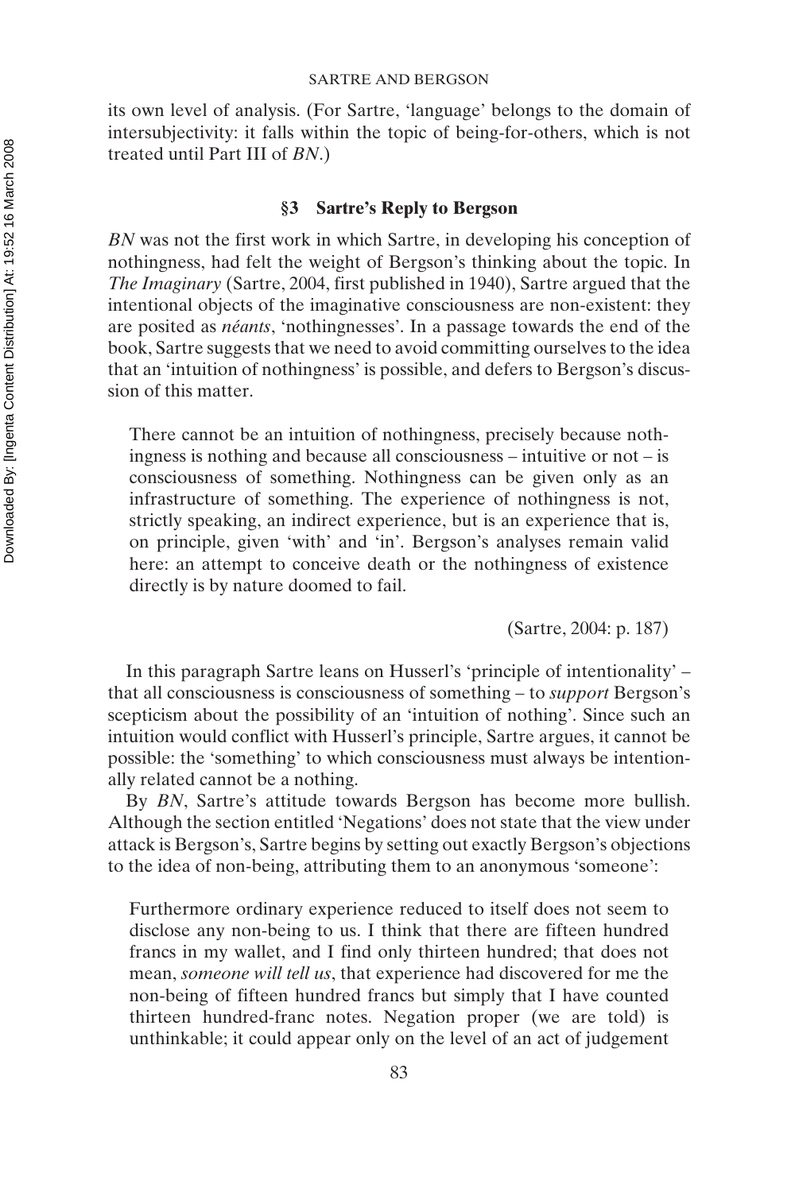its own level of analysis. (For Sartre, 'language' belongs to the domain of intersubjectivity: it falls within the topic of being-for-others, which is not treated until Part III of *BN*.)

## §3 Sartre's Reply to Bergson

*BN* was not the first work in which Sartre, in developing his conception of nothingness, had felt the weight of Bergson's thinking about the topic. In *The Imaginary* (Sartre, 2004, first published in 1940), Sartre argued that the intentional objects of the imaginative consciousness are non-existent: they are posited as *néants*, 'nothingnesses'. In a passage towards the end of the book, Sartre suggests that we need to avoid committing ourselves to the idea that an 'intuition of nothingness' is possible, and defers to Bergson's discussion of this matter.

> There cannot be an intuition of nothingness, precisely because nothingness is nothing and because all consciousness – intuitive or not – is consciousness of something. Nothingness can be given only as an infrastructure of something. The experience of nothingness is not, strictly speaking, an indirect experience, but is an experience that is, on principle, given 'with' and 'in'. Bergson's analyses remain valid here: an attempt to conceive death or the nothingness of existence directly is by nature doomed to fail.
>
> (Sartre, 2004: p. 187)

In this paragraph Sartre leans on Husserl's 'principle of intentionality' – that all consciousness is consciousness of something – to *support* Bergson's scepticism about the possibility of an 'intuition of nothing'. Since such an intuition would conflict with Husserl's principle, Sartre argues, it cannot be possible: the 'something' to which consciousness must always be intentionally related cannot be a nothing.

By *BN*, Sartre's attitude towards Bergson has become more bullish. Although the section entitled 'Negations' does not state that the view under attack is Bergson's, Sartre begins by setting out exactly Bergson's objections to the idea of non-being, attributing them to an anonymous 'someone':

> Furthermore ordinary experience reduced to itself does not seem to disclose any non-being to us. I think that there are fifteen hundred francs in my wallet, and I find only thirteen hundred; that does not mean, *someone will tell us*, that experience had discovered for me the non-being of fifteen hundred francs but simply that I have counted thirteen hundred-franc notes. Negation proper (we are told) is unthinkable; it could appear only on the level of an act of judgement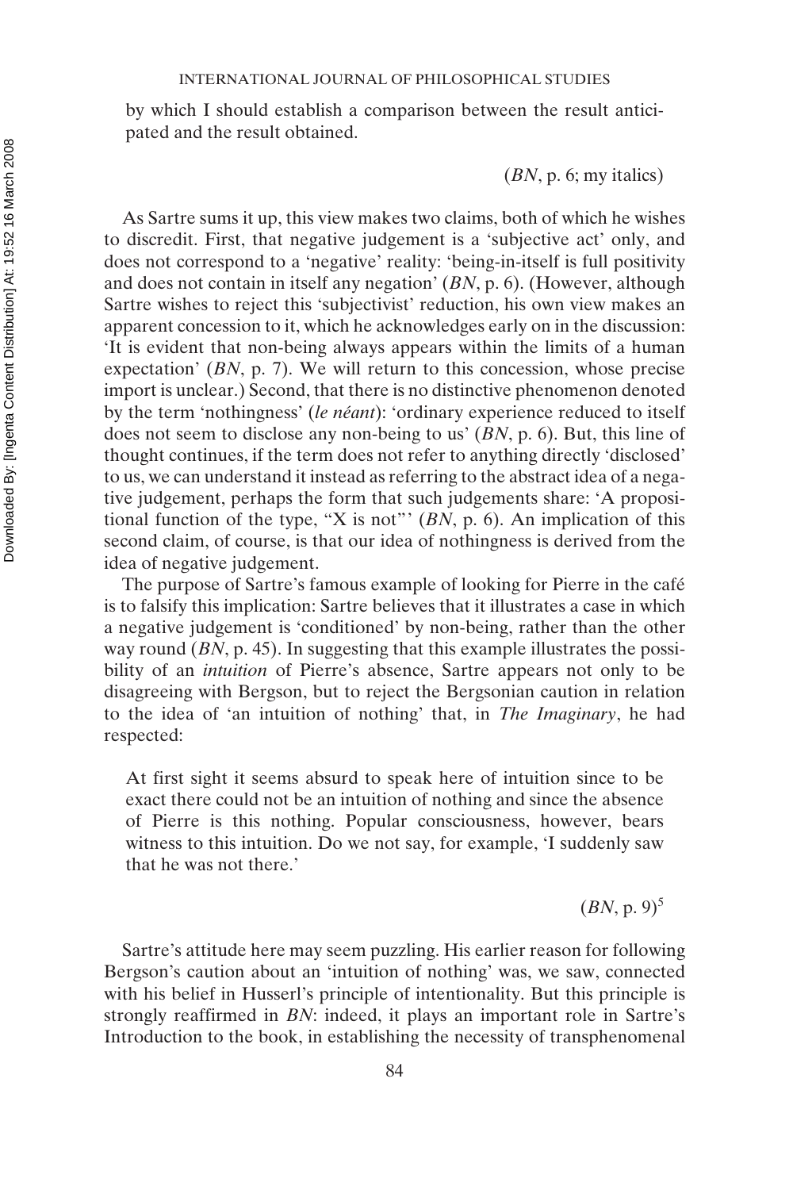by which I should establish a comparison between the result anticipated and the result obtained.

(*BN*, p. 6; my italics)

As Sartre sums it up, this view makes two claims, both of which he wishes to discredit. First, that negative judgement is a 'subjective act' only, and does not correspond to a 'negative' reality: 'being-in-itself is full positivity and does not contain in itself any negation' (*BN*, p. 6). (However, although Sartre wishes to reject this 'subjectivist' reduction, his own view makes an apparent concession to it, which he acknowledges early on in the discussion: 'It is evident that non-being always appears within the limits of a human expectation' (*BN*, p. 7). We will return to this concession, whose precise import is unclear.) Second, that there is no distinctive phenomenon denoted by the term 'nothingness' (*le néant*): 'ordinary experience reduced to itself does not seem to disclose any non-being to us' (*BN*, p. 6). But, this line of thought continues, if the term does not refer to anything directly 'disclosed' to us, we can understand it instead as referring to the abstract idea of a negative judgement, perhaps the form that such judgements share: 'A propositional function of the type, "X is not"' (*BN*, p. 6). An implication of this second claim, of course, is that our idea of nothingness is derived from the idea of negative judgement.

The purpose of Sartre's famous example of looking for Pierre in the café is to falsify this implication: Sartre believes that it illustrates a case in which a negative judgement is 'conditioned' by non-being, rather than the other way round (*BN*, p. 45). In suggesting that this example illustrates the possibility of an *intuition* of Pierre's absence, Sartre appears not only to be disagreeing with Bergson, but to reject the Bergsonian caution in relation to the idea of 'an intuition of nothing' that, in *The Imaginary*, he had respected:

> At first sight it seems absurd to speak here of intuition since to be exact there could not be an intuition of nothing and since the absence of Pierre is this nothing. Popular consciousness, however, bears witness to this intuition. Do we not say, for example, 'I suddenly saw that he was not there.'
>
> (*BN*, p. 9)[5]

Sartre's attitude here may seem puzzling. His earlier reason for following Bergson's caution about an 'intuition of nothing' was, we saw, connected with his belief in Husserl's principle of intentionality. But this principle is strongly reaffirmed in *BN*: indeed, it plays an important role in Sartre's Introduction to the book, in establishing the necessity of transphenomenal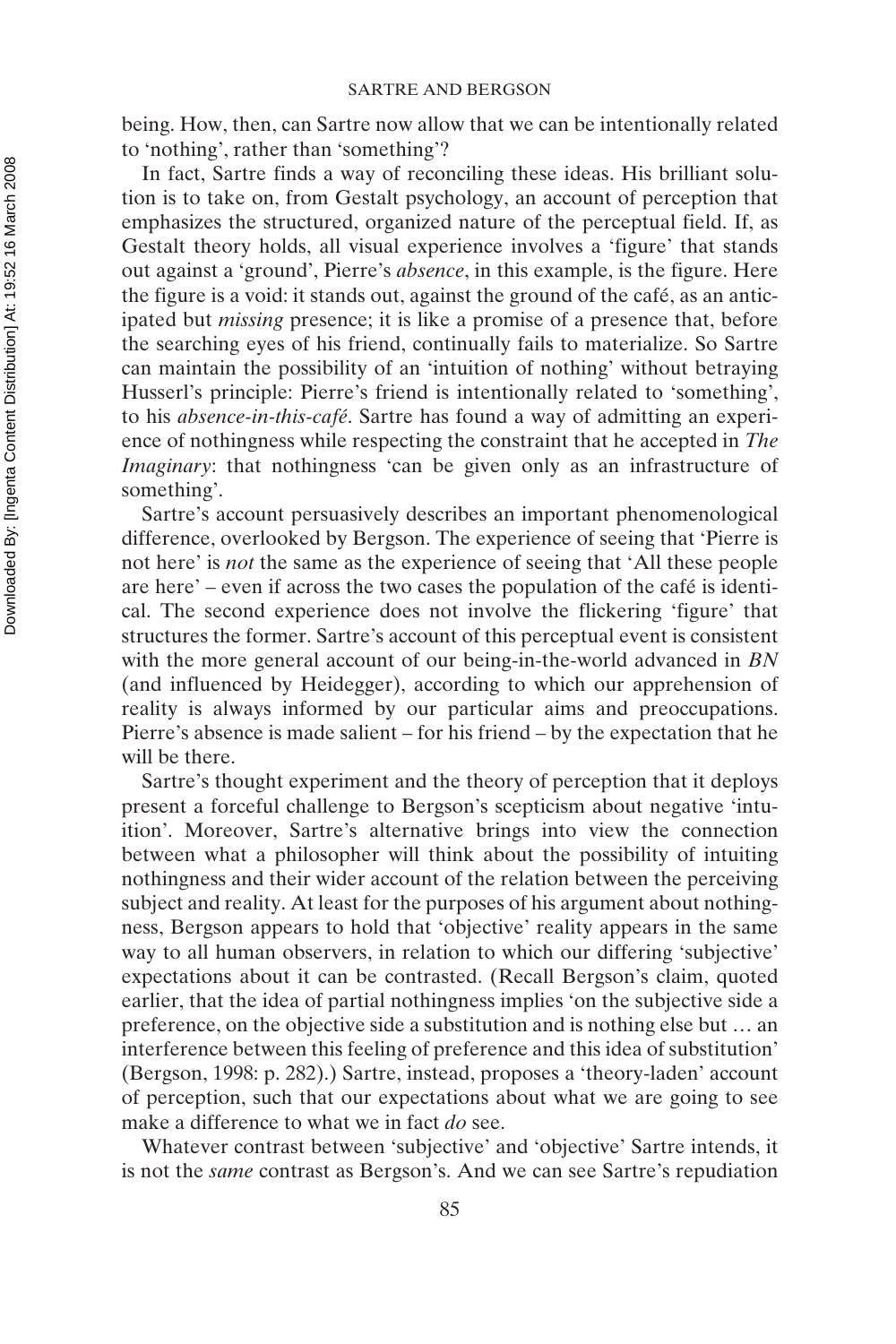being. How, then, can Sartre now allow that we can be intentionally related to 'nothing', rather than 'something'?

In fact, Sartre finds a way of reconciling these ideas. His brilliant solution is to take on, from Gestalt psychology, an account of perception that emphasizes the structured, organized nature of the perceptual field. If, as Gestalt theory holds, all visual experience involves a 'figure' that stands out against a 'ground', Pierre's *absence*, in this example, is the figure. Here the figure is a void: it stands out, against the ground of the café, as an anticipated but *missing* presence; it is like a promise of a presence that, before the searching eyes of his friend, continually fails to materialize. So Sartre can maintain the possibility of an 'intuition of nothing' without betraying Husserl's principle: Pierre's friend is intentionally related to 'something', to his *absence-in-this-café*. Sartre has found a way of admitting an experience of nothingness while respecting the constraint that he accepted in *The Imaginary*: that nothingness 'can be given only as an infrastructure of something'.

Sartre's account persuasively describes an important phenomenological difference, overlooked by Bergson. The experience of seeing that 'Pierre is not here' is *not* the same as the experience of seeing that 'All these people are here' – even if across the two cases the population of the café is identical. The second experience does not involve the flickering 'figure' that structures the former. Sartre's account of this perceptual event is consistent with the more general account of our being-in-the-world advanced in *BN* (and influenced by Heidegger), according to which our apprehension of reality is always informed by our particular aims and preoccupations. Pierre's absence is made salient – for his friend – by the expectation that he will be there.

Sartre's thought experiment and the theory of perception that it deploys present a forceful challenge to Bergson's scepticism about negative 'intuition'. Moreover, Sartre's alternative brings into view the connection between what a philosopher will think about the possibility of intuiting nothingness and their wider account of the relation between the perceiving subject and reality. At least for the purposes of his argument about nothingness, Bergson appears to hold that 'objective' reality appears in the same way to all human observers, in relation to which our differing 'subjective' expectations about it can be contrasted. (Recall Bergson's claim, quoted earlier, that the idea of partial nothingness implies 'on the subjective side a preference, on the objective side a substitution and is nothing else but … an interference between this feeling of preference and this idea of substitution' (Bergson, 1998: p. 282).) Sartre, instead, proposes a 'theory-laden' account of perception, such that our expectations about what we are going to see make a difference to what we in fact *do* see.

Whatever contrast between 'subjective' and 'objective' Sartre intends, it is not the *same* contrast as Bergson's. And we can see Sartre's repudiation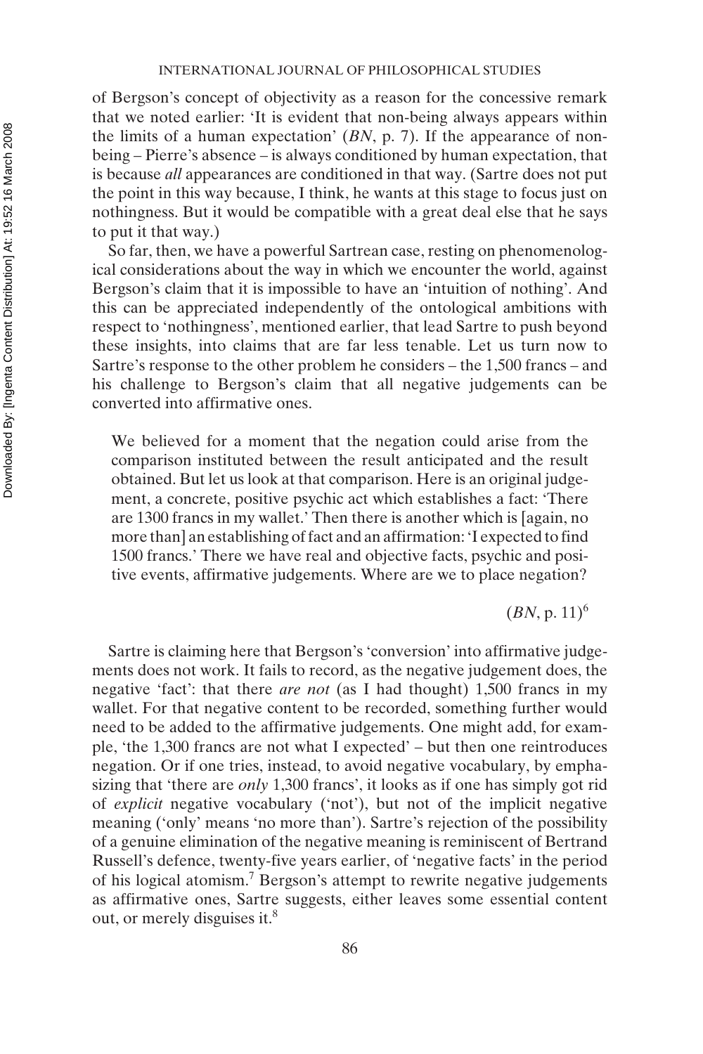of Bergson's concept of objectivity as a reason for the concessive remark that we noted earlier: 'It is evident that non-being always appears within the limits of a human expectation' (*BN*, p. 7). If the appearance of non-being – Pierre's absence – is always conditioned by human expectation, that is because *all* appearances are conditioned in that way. (Sartre does not put the point in this way because, I think, he wants at this stage to focus just on nothingness. But it would be compatible with a great deal else that he says to put it that way.)

So far, then, we have a powerful Sartrean case, resting on phenomenological considerations about the way in which we encounter the world, against Bergson's claim that it is impossible to have an 'intuition of nothing'. And this can be appreciated independently of the ontological ambitions with respect to 'nothingness', mentioned earlier, that lead Sartre to push beyond these insights, into claims that are far less tenable. Let us turn now to Sartre's response to the other problem he considers – the 1,500 francs – and his challenge to Bergson's claim that all negative judgements can be converted into affirmative ones.

> We believed for a moment that the negation could arise from the comparison instituted between the result anticipated and the result obtained. But let us look at that comparison. Here is an original judgement, a concrete, positive psychic act which establishes a fact: 'There are 1300 francs in my wallet.' Then there is another which is [again, no more than] an establishing of fact and an affirmation: 'I expected to find 1500 francs.' There we have real and objective facts, psychic and positive events, affirmative judgements. Where are we to place negation?
>
> (*BN*, p. 11)[6]

Sartre is claiming here that Bergson's 'conversion' into affirmative judgements does not work. It fails to record, as the negative judgement does, the negative 'fact': that there *are not* (as I had thought) 1,500 francs in my wallet. For that negative content to be recorded, something further would need to be added to the affirmative judgements. One might add, for example, 'the 1,300 francs are not what I expected' – but then one reintroduces negation. Or if one tries, instead, to avoid negative vocabulary, by emphasizing that 'there are *only* 1,300 francs', it looks as if one has simply got rid of *explicit* negative vocabulary ('not'), but not of the implicit negative meaning ('only' means 'no more than'). Sartre's rejection of the possibility of a genuine elimination of the negative meaning is reminiscent of Bertrand Russell's defence, twenty-five years earlier, of 'negative facts' in the period of his logical atomism.[7] Bergson's attempt to rewrite negative judgements as affirmative ones, Sartre suggests, either leaves some essential content out, or merely disguises it.[8]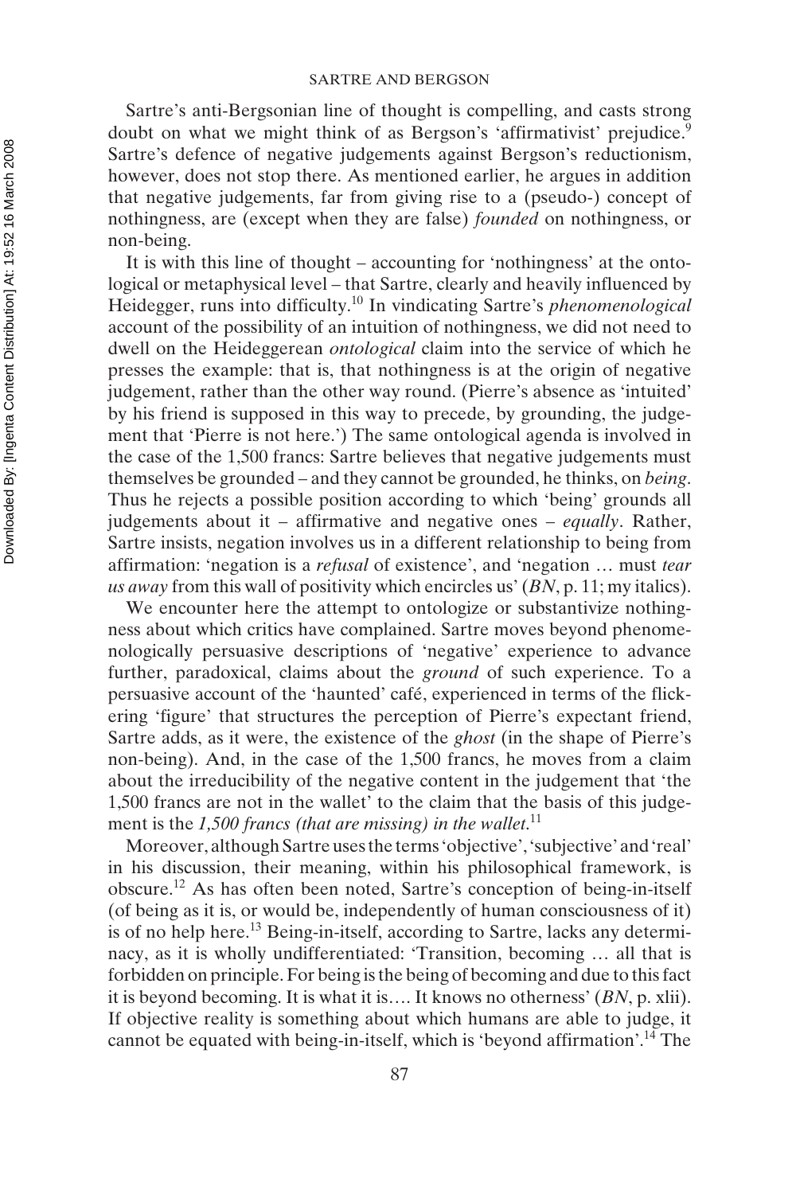Sartre's anti-Bergsonian line of thought is compelling, and casts strong doubt on what we might think of as Bergson's 'affirmativist' prejudice.[9] Sartre's defence of negative judgements against Bergson's reductionism, however, does not stop there. As mentioned earlier, he argues in addition that negative judgements, far from giving rise to a (pseudo-) concept of nothingness, are (except when they are false) *founded* on nothingness, or non-being.

It is with this line of thought – accounting for 'nothingness' at the ontological or metaphysical level – that Sartre, clearly and heavily influenced by Heidegger, runs into difficulty.[10] In vindicating Sartre's *phenomenological* account of the possibility of an intuition of nothingness, we did not need to dwell on the Heideggerean *ontological* claim into the service of which he presses the example: that is, that nothingness is at the origin of negative judgement, rather than the other way round. (Pierre's absence as 'intuited' by his friend is supposed in this way to precede, by grounding, the judgement that 'Pierre is not here.') The same ontological agenda is involved in the case of the 1,500 francs: Sartre believes that negative judgements must themselves be grounded – and they cannot be grounded, he thinks, on *being*. Thus he rejects a possible position according to which 'being' grounds all judgements about it – affirmative and negative ones – *equally*. Rather, Sartre insists, negation involves us in a different relationship to being from affirmation: 'negation is a *refusal* of existence', and 'negation … must *tear us away* from this wall of positivity which encircles us' (*BN*, p. 11; my italics).

We encounter here the attempt to ontologize or substantivize nothingness about which critics have complained. Sartre moves beyond phenomenologically persuasive descriptions of 'negative' experience to advance further, paradoxical, claims about the *ground* of such experience. To a persuasive account of the 'haunted' café, experienced in terms of the flickering 'figure' that structures the perception of Pierre's expectant friend, Sartre adds, as it were, the existence of the *ghost* (in the shape of Pierre's non-being). And, in the case of the 1,500 francs, he moves from a claim about the irreducibility of the negative content in the judgement that 'the 1,500 francs are not in the wallet' to the claim that the basis of this judgement is the *1,500 francs (that are missing) in the wallet*.[11]

Moreover, although Sartre uses the terms 'objective', 'subjective' and 'real' in his discussion, their meaning, within his philosophical framework, is obscure.[12] As has often been noted, Sartre's conception of being-in-itself (of being as it is, or would be, independently of human consciousness of it) is of no help here.[13] Being-in-itself, according to Sartre, lacks any determinacy, as it is wholly undifferentiated: 'Transition, becoming … all that is forbidden on principle. For being is the being of becoming and due to this fact it is beyond becoming. It is what it is…. It knows no otherness' (*BN*, p. xlii). If objective reality is something about which humans are able to judge, it cannot be equated with being-in-itself, which is 'beyond affirmation'.[14] The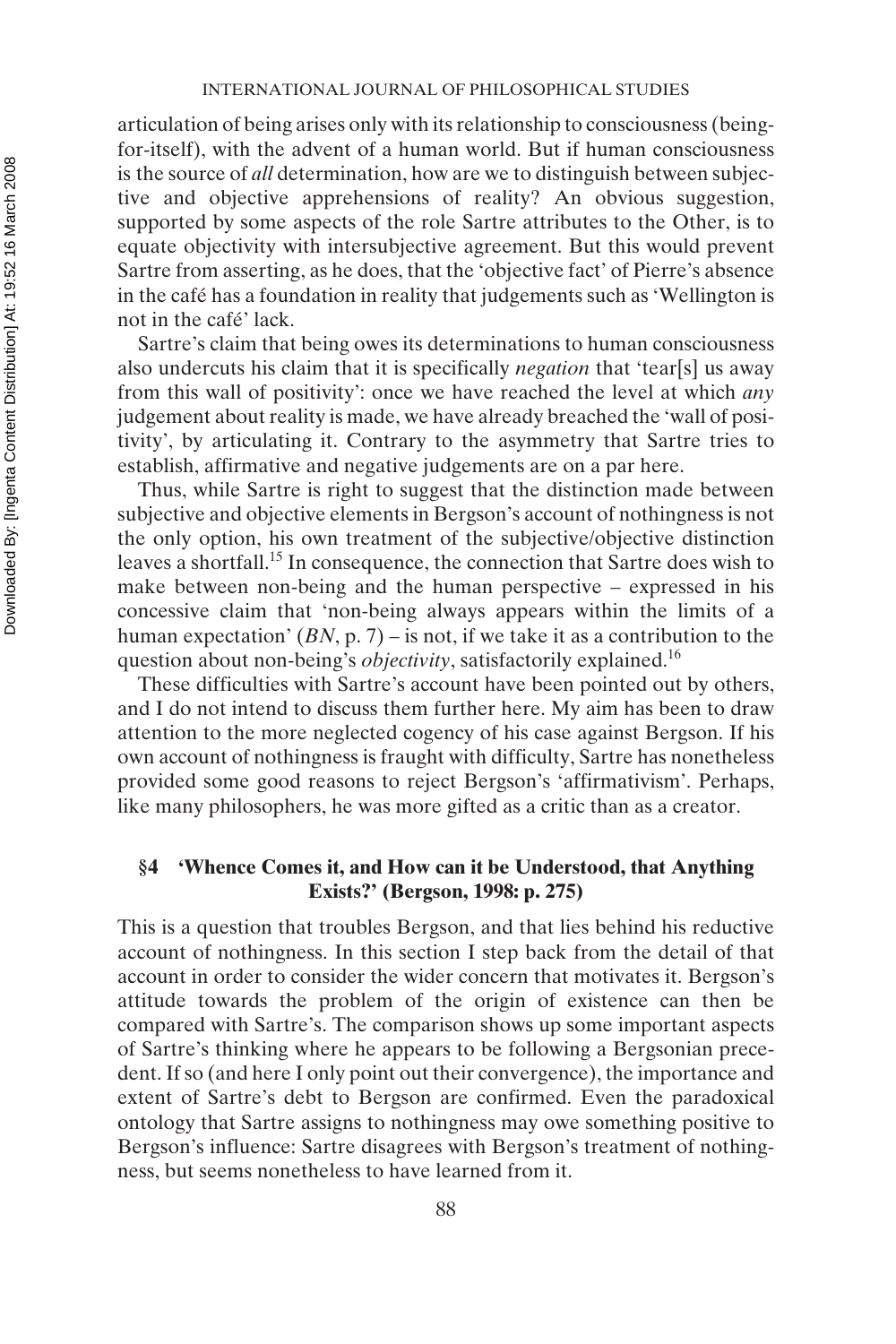articulation of being arises only with its relationship to consciousness (being-for-itself), with the advent of a human world. But if human consciousness is the source of *all* determination, how are we to distinguish between subjective and objective apprehensions of reality? An obvious suggestion, supported by some aspects of the role Sartre attributes to the Other, is to equate objectivity with intersubjective agreement. But this would prevent Sartre from asserting, as he does, that the 'objective fact' of Pierre's absence in the café has a foundation in reality that judgements such as 'Wellington is not in the café' lack.

Sartre's claim that being owes its determinations to human consciousness also undercuts his claim that it is specifically *negation* that 'tear[s] us away from this wall of positivity': once we have reached the level at which *any* judgement about reality is made, we have already breached the 'wall of positivity', by articulating it. Contrary to the asymmetry that Sartre tries to establish, affirmative and negative judgements are on a par here.

Thus, while Sartre is right to suggest that the distinction made between subjective and objective elements in Bergson's account of nothingness is not the only option, his own treatment of the subjective/objective distinction leaves a shortfall.[15] In consequence, the connection that Sartre does wish to make between non-being and the human perspective – expressed in his concessive claim that 'non-being always appears within the limits of a human expectation' (*BN*, p. 7) – is not, if we take it as a contribution to the question about non-being's *objectivity*, satisfactorily explained.[16]

These difficulties with Sartre's account have been pointed out by others, and I do not intend to discuss them further here. My aim has been to draw attention to the more neglected cogency of his case against Bergson. If his own account of nothingness is fraught with difficulty, Sartre has nonetheless provided some good reasons to reject Bergson's 'affirmativism'. Perhaps, like many philosophers, he was more gifted as a critic than as a creator.

## §4 'Whence Comes it, and How can it be Understood, that Anything Exists?' (Bergson, 1998: p. 275)

This is a question that troubles Bergson, and that lies behind his reductive account of nothingness. In this section I step back from the detail of that account in order to consider the wider concern that motivates it. Bergson's attitude towards the problem of the origin of existence can then be compared with Sartre's. The comparison shows up some important aspects of Sartre's thinking where he appears to be following a Bergsonian precedent. If so (and here I only point out their convergence), the importance and extent of Sartre's debt to Bergson are confirmed. Even the paradoxical ontology that Sartre assigns to nothingness may owe something positive to Bergson's influence: Sartre disagrees with Bergson's treatment of nothingness, but seems nonetheless to have learned from it.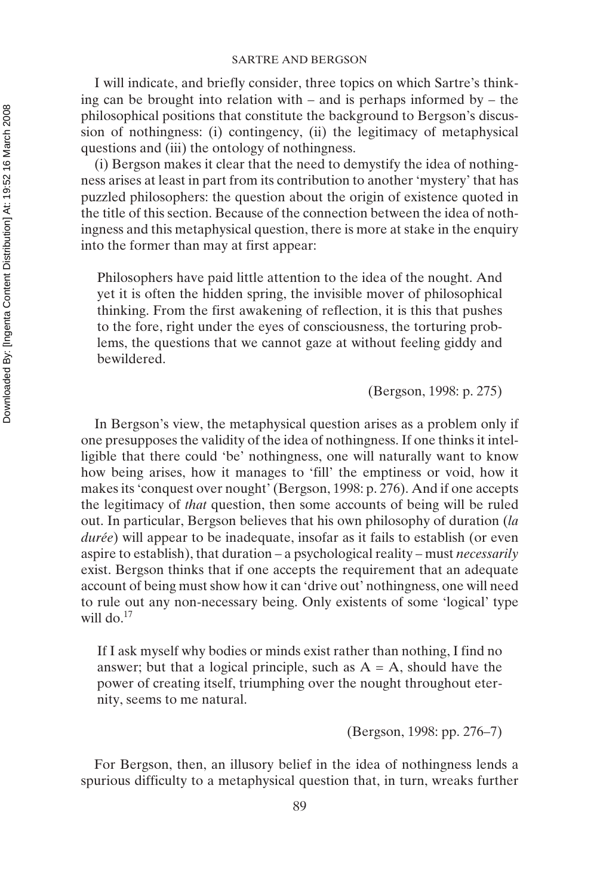I will indicate, and briefly consider, three topics on which Sartre's thinking can be brought into relation with – and is perhaps informed by – the philosophical positions that constitute the background to Bergson's discussion of nothingness: (i) contingency, (ii) the legitimacy of metaphysical questions and (iii) the ontology of nothingness.

(i) Bergson makes it clear that the need to demystify the idea of nothingness arises at least in part from its contribution to another 'mystery' that has puzzled philosophers: the question about the origin of existence quoted in the title of this section. Because of the connection between the idea of nothingness and this metaphysical question, there is more at stake in the enquiry into the former than may at first appear:

> Philosophers have paid little attention to the idea of the nought. And yet it is often the hidden spring, the invisible mover of philosophical thinking. From the first awakening of reflection, it is this that pushes to the fore, right under the eyes of consciousness, the torturing problems, the questions that we cannot gaze at without feeling giddy and bewildered.
>
> (Bergson, 1998: p. 275)

In Bergson's view, the metaphysical question arises as a problem only if one presupposes the validity of the idea of nothingness. If one thinks it intelligible that there could 'be' nothingness, one will naturally want to know how being arises, how it manages to 'fill' the emptiness or void, how it makes its 'conquest over nought' (Bergson, 1998: p. 276). And if one accepts the legitimacy of *that* question, then some accounts of being will be ruled out. In particular, Bergson believes that his own philosophy of duration (*la durée*) will appear to be inadequate, insofar as it fails to establish (or even aspire to establish), that duration – a psychological reality – must *necessarily* exist. Bergson thinks that if one accepts the requirement that an adequate account of being must show how it can 'drive out' nothingness, one will need to rule out any non-necessary being. Only existents of some 'logical' type will do.[17]

> If I ask myself why bodies or minds exist rather than nothing, I find no answer; but that a logical principle, such as A = A, should have the power of creating itself, triumphing over the nought throughout eternity, seems to me natural.
>
> (Bergson, 1998: pp. 276–7)

For Bergson, then, an illusory belief in the idea of nothingness lends a spurious difficulty to a metaphysical question that, in turn, wreaks further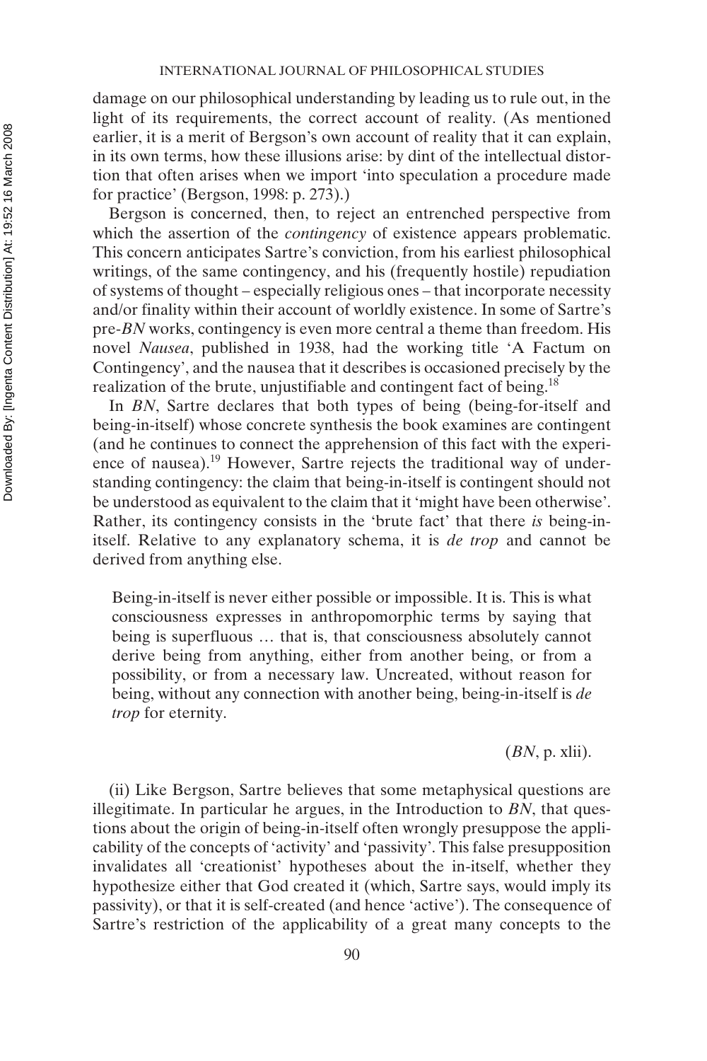damage on our philosophical understanding by leading us to rule out, in the light of its requirements, the correct account of reality. (As mentioned earlier, it is a merit of Bergson's own account of reality that it can explain, in its own terms, how these illusions arise: by dint of the intellectual distortion that often arises when we import 'into speculation a procedure made for practice' (Bergson, 1998: p. 273).)

Bergson is concerned, then, to reject an entrenched perspective from which the assertion of the *contingency* of existence appears problematic. This concern anticipates Sartre's conviction, from his earliest philosophical writings, of the same contingency, and his (frequently hostile) repudiation of systems of thought – especially religious ones – that incorporate necessity and/or finality within their account of worldly existence. In some of Sartre's pre-*BN* works, contingency is even more central a theme than freedom. His novel *Nausea*, published in 1938, had the working title 'A Factum on Contingency', and the nausea that it describes is occasioned precisely by the realization of the brute, unjustifiable and contingent fact of being.[18]

In *BN*, Sartre declares that both types of being (being-for-itself and being-in-itself) whose concrete synthesis the book examines are contingent (and he continues to connect the apprehension of this fact with the experience of nausea).[19] However, Sartre rejects the traditional way of understanding contingency: the claim that being-in-itself is contingent should not be understood as equivalent to the claim that it 'might have been otherwise'. Rather, its contingency consists in the 'brute fact' that there *is* being-in-itself. Relative to any explanatory schema, it is *de trop* and cannot be derived from anything else.

> Being-in-itself is never either possible or impossible. It is. This is what consciousness expresses in anthropomorphic terms by saying that being is superfluous … that is, that consciousness absolutely cannot derive being from anything, either from another being, or from a possibility, or from a necessary law. Uncreated, without reason for being, without any connection with another being, being-in-itself is *de trop* for eternity.
>
> (*BN*, p. xlii).

(ii) Like Bergson, Sartre believes that some metaphysical questions are illegitimate. In particular he argues, in the Introduction to *BN*, that questions about the origin of being-in-itself often wrongly presuppose the applicability of the concepts of 'activity' and 'passivity'. This false presupposition invalidates all 'creationist' hypotheses about the in-itself, whether they hypothesize either that God created it (which, Sartre says, would imply its passivity), or that it is self-created (and hence 'active'). The consequence of Sartre's restriction of the applicability of a great many concepts to the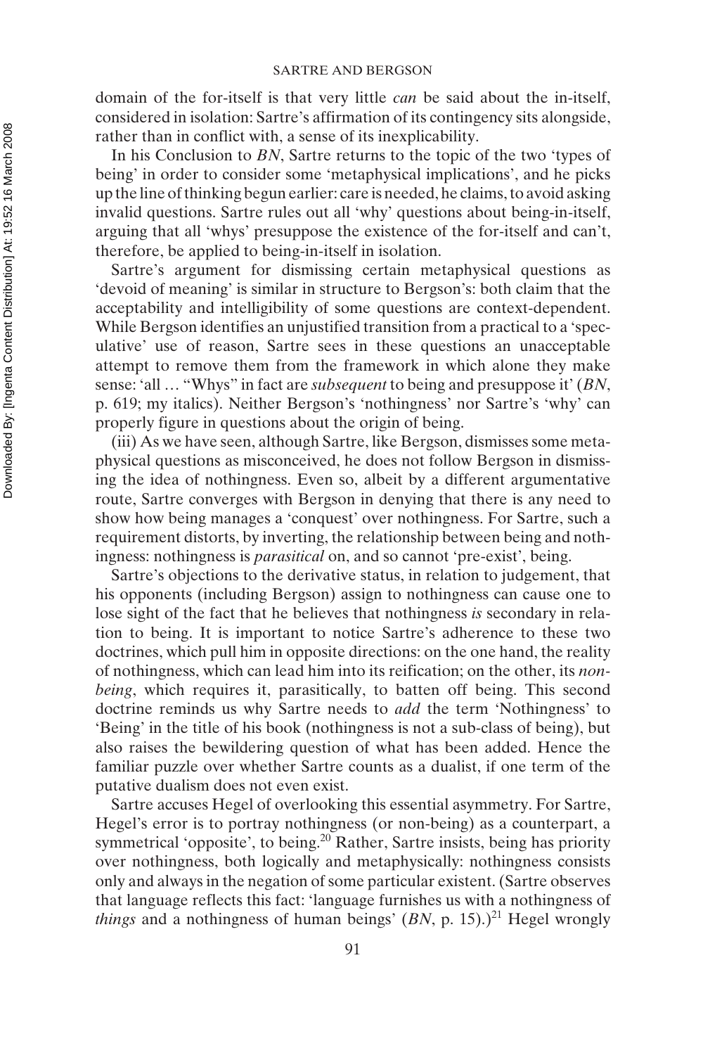domain of the for-itself is that very little *can* be said about the in-itself, considered in isolation: Sartre's affirmation of its contingency sits alongside, rather than in conflict with, a sense of its inexplicability.

In his Conclusion to *BN*, Sartre returns to the topic of the two 'types of being' in order to consider some 'metaphysical implications', and he picks up the line of thinking begun earlier: care is needed, he claims, to avoid asking invalid questions. Sartre rules out all 'why' questions about being-in-itself, arguing that all 'whys' presuppose the existence of the for-itself and can't, therefore, be applied to being-in-itself in isolation.

Sartre's argument for dismissing certain metaphysical questions as 'devoid of meaning' is similar in structure to Bergson's: both claim that the acceptability and intelligibility of some questions are context-dependent. While Bergson identifies an unjustified transition from a practical to a 'speculative' use of reason, Sartre sees in these questions an unacceptable attempt to remove them from the framework in which alone they make sense: 'all … "Whys" in fact are *subsequent* to being and presuppose it' (*BN*, p. 619; my italics). Neither Bergson's 'nothingness' nor Sartre's 'why' can properly figure in questions about the origin of being.

(iii) As we have seen, although Sartre, like Bergson, dismisses some metaphysical questions as misconceived, he does not follow Bergson in dismissing the idea of nothingness. Even so, albeit by a different argumentative route, Sartre converges with Bergson in denying that there is any need to show how being manages a 'conquest' over nothingness. For Sartre, such a requirement distorts, by inverting, the relationship between being and nothingness: nothingness is *parasitical* on, and so cannot 'pre-exist', being.

Sartre's objections to the derivative status, in relation to judgement, that his opponents (including Bergson) assign to nothingness can cause one to lose sight of the fact that he believes that nothingness *is* secondary in relation to being. It is important to notice Sartre's adherence to these two doctrines, which pull him in opposite directions: on the one hand, the reality of nothingness, which can lead him into its reification; on the other, its *non-being*, which requires it, parasitically, to batten off being. This second doctrine reminds us why Sartre needs to *add* the term 'Nothingness' to 'Being' in the title of his book (nothingness is not a sub-class of being), but also raises the bewildering question of what has been added. Hence the familiar puzzle over whether Sartre counts as a dualist, if one term of the putative dualism does not even exist.

Sartre accuses Hegel of overlooking this essential asymmetry. For Sartre, Hegel's error is to portray nothingness (or non-being) as a counterpart, a symmetrical 'opposite', to being.[20] Rather, Sartre insists, being has priority over nothingness, both logically and metaphysically: nothingness consists only and always in the negation of some particular existent. (Sartre observes that language reflects this fact: 'language furnishes us with a nothingness of *things* and a nothingness of human beings' (*BN*, p. 15).)[21] Hegel wrongly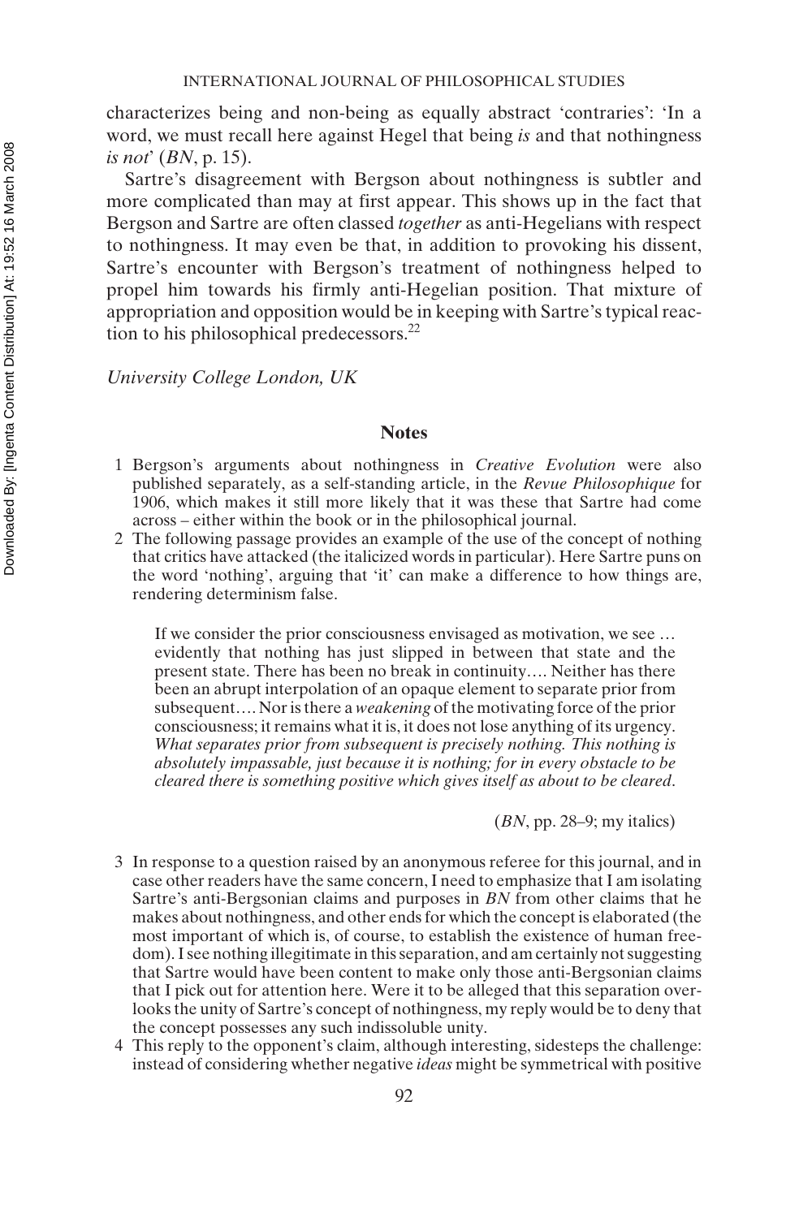characterizes being and non-being as equally abstract 'contraries': 'In a word, we must recall here against Hegel that being *is* and that nothingness *is not*' (*BN*, p. 15).

Sartre's disagreement with Bergson about nothingness is subtler and more complicated than may at first appear. This shows up in the fact that Bergson and Sartre are often classed *together* as anti-Hegelians with respect to nothingness. It may even be that, in addition to provoking his dissent, Sartre's encounter with Bergson's treatment of nothingness helped to propel him towards his firmly anti-Hegelian position. That mixture of appropriation and opposition would be in keeping with Sartre's typical reaction to his philosophical predecessors.[22]

*University College London, UK*

## Notes

1 Bergson's arguments about nothingness in *Creative Evolution* were also published separately, as a self-standing article, in the *Revue Philosophique* for 1906, which makes it still more likely that it was these that Sartre had come across – either within the book or in the philosophical journal.

2 The following passage provides an example of the use of the concept of nothing that critics have attacked (the italicized words in particular). Here Sartre puns on the word 'nothing', arguing that 'it' can make a difference to how things are, rendering determinism false.

> If we consider the prior consciousness envisaged as motivation, we see … evidently that nothing has just slipped in between that state and the present state. There has been no break in continuity…. Neither has there been an abrupt interpolation of an opaque element to separate prior from subsequent…. Nor is there a *weakening* of the motivating force of the prior consciousness; it remains what it is, it does not lose anything of its urgency. *What separates prior from subsequent is precisely nothing. This nothing is absolutely impassable, just because it is nothing; for in every obstacle to be cleared there is something positive which gives itself as about to be cleared*.
>
> (*BN*, pp. 28–9; my italics)

3 In response to a question raised by an anonymous referee for this journal, and in case other readers have the same concern, I need to emphasize that I am isolating Sartre's anti-Bergsonian claims and purposes in *BN* from other claims that he makes about nothingness, and other ends for which the concept is elaborated (the most important of which is, of course, to establish the existence of human freedom). I see nothing illegitimate in this separation, and am certainly not suggesting that Sartre would have been content to make only those anti-Bergsonian claims that I pick out for attention here. Were it to be alleged that this separation overlooks the unity of Sartre's concept of nothingness, my reply would be to deny that the concept possesses any such indissoluble unity.

4 This reply to the opponent's claim, although interesting, sidesteps the challenge: instead of considering whether negative *ideas* might be symmetrical with positive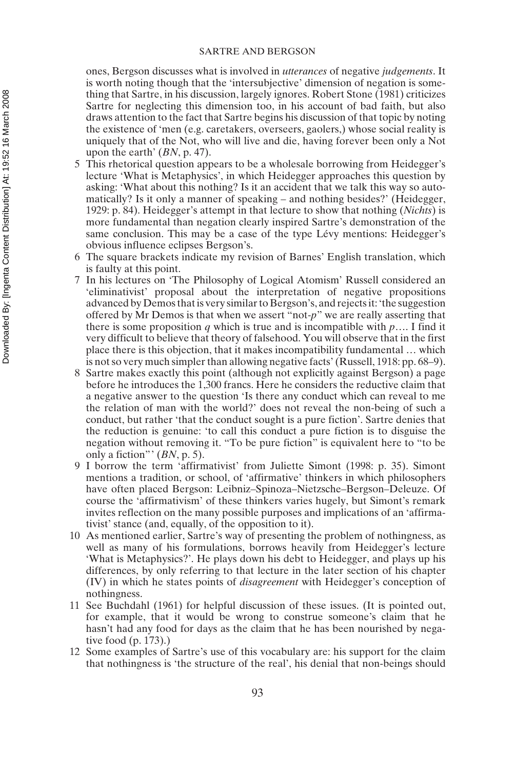ones, Bergson discusses what is involved in *utterances* of negative *judgements*. It is worth noting though that the 'intersubjective' dimension of negation is something that Sartre, in his discussion, largely ignores. Robert Stone (1981) criticizes Sartre for neglecting this dimension too, in his account of bad faith, but also draws attention to the fact that Sartre begins his discussion of that topic by noting the existence of 'men (e.g. caretakers, overseers, gaolers,) whose social reality is uniquely that of the Not, who will live and die, having forever been only a Not upon the earth' (*BN*, p. 47).

5 This rhetorical question appears to be a wholesale borrowing from Heidegger's lecture 'What is Metaphysics', in which Heidegger approaches this question by asking: 'What about this nothing? Is it an accident that we talk this way so automatically? Is it only a manner of speaking – and nothing besides?' (Heidegger, 1929: p. 84). Heidegger's attempt in that lecture to show that nothing (*Nichts*) is more fundamental than negation clearly inspired Sartre's demonstration of the same conclusion. This may be a case of the type Lévy mentions: Heidegger's obvious influence eclipses Bergson's.

6 The square brackets indicate my revision of Barnes' English translation, which is faulty at this point.

7 In his lectures on 'The Philosophy of Logical Atomism' Russell considered an 'eliminativist' proposal about the interpretation of negative propositions advanced by Demos that is very similar to Bergson's, and rejects it: 'the suggestion offered by Mr Demos is that when we assert "not-*p*" we are really asserting that there is some proposition *q* which is true and is incompatible with *p*…. I find it very difficult to believe that theory of falsehood. You will observe that in the first place there is this objection, that it makes incompatibility fundamental … which is not so very much simpler than allowing negative facts' (Russell, 1918: pp. 68–9).

8 Sartre makes exactly this point (although not explicitly against Bergson) a page before he introduces the 1,300 francs. Here he considers the reductive claim that a negative answer to the question 'Is there any conduct which can reveal to me the relation of man with the world?' does not reveal the non-being of such a conduct, but rather 'that the conduct sought is a pure fiction'. Sartre denies that the reduction is genuine: 'to call this conduct a pure fiction is to disguise the negation without removing it. "To be pure fiction" is equivalent here to "to be only a fiction"' (*BN*, p. 5).

9 I borrow the term 'affirmativist' from Juliette Simont (1998: p. 35). Simont mentions a tradition, or school, of 'affirmative' thinkers in which philosophers have often placed Bergson: Leibniz–Spinoza–Nietzsche–Bergson–Deleuze. Of course the 'affirmativism' of these thinkers varies hugely, but Simont's remark invites reflection on the many possible purposes and implications of an 'affirmativist' stance (and, equally, of the opposition to it).

10 As mentioned earlier, Sartre's way of presenting the problem of nothingness, as well as many of his formulations, borrows heavily from Heidegger's lecture 'What is Metaphysics?'. He plays down his debt to Heidegger, and plays up his differences, by only referring to that lecture in the later section of his chapter (IV) in which he states points of *disagreement* with Heidegger's conception of nothingness.

11 See Buchdahl (1961) for helpful discussion of these issues. (It is pointed out, for example, that it would be wrong to construe someone's claim that he hasn't had any food for days as the claim that he has been nourished by negative food (p. 173).)

12 Some examples of Sartre's use of this vocabulary are: his support for the claim that nothingness is 'the structure of the real', his denial that non-beings should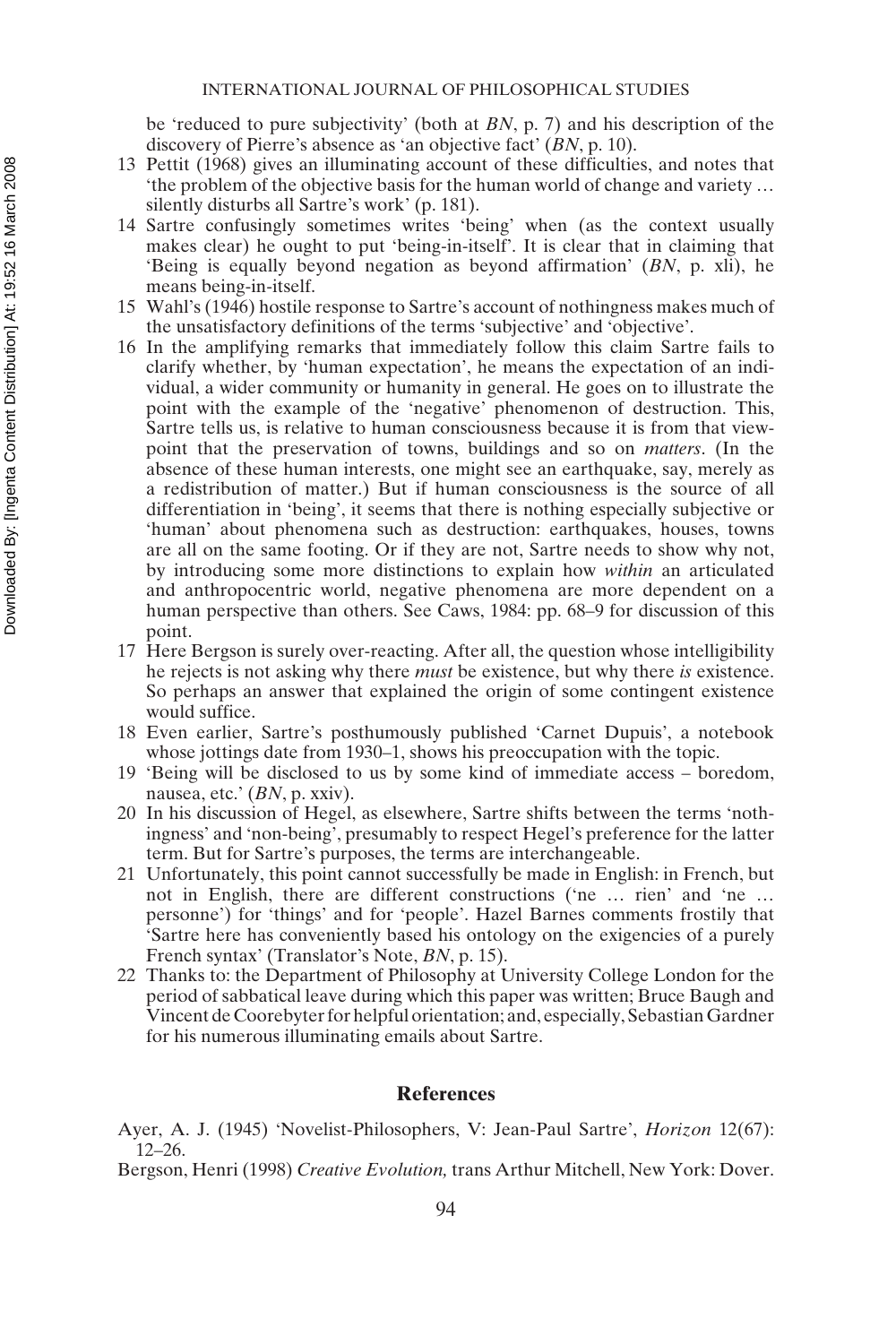be 'reduced to pure subjectivity' (both at *BN*, p. 7) and his description of the discovery of Pierre's absence as 'an objective fact' (*BN*, p. 10).

13 Pettit (1968) gives an illuminating account of these difficulties, and notes that 'the problem of the objective basis for the human world of change and variety … silently disturbs all Sartre's work' (p. 181).

14 Sartre confusingly sometimes writes 'being' when (as the context usually makes clear) he ought to put 'being-in-itself'. It is clear that in claiming that 'Being is equally beyond negation as beyond affirmation' (*BN*, p. xli), he means being-in-itself.

15 Wahl's (1946) hostile response to Sartre's account of nothingness makes much of the unsatisfactory definitions of the terms 'subjective' and 'objective'.

16 In the amplifying remarks that immediately follow this claim Sartre fails to clarify whether, by 'human expectation', he means the expectation of an individual, a wider community or humanity in general. He goes on to illustrate the point with the example of the 'negative' phenomenon of destruction. This, Sartre tells us, is relative to human consciousness because it is from that viewpoint that the preservation of towns, buildings and so on *matters*. (In the absence of these human interests, one might see an earthquake, say, merely as a redistribution of matter.) But if human consciousness is the source of all differentiation in 'being', it seems that there is nothing especially subjective or 'human' about phenomena such as destruction: earthquakes, houses, towns are all on the same footing. Or if they are not, Sartre needs to show why not, by introducing some more distinctions to explain how *within* an articulated and anthropocentric world, negative phenomena are more dependent on a human perspective than others. See Caws, 1984: pp. 68–9 for discussion of this point.

17 Here Bergson is surely over-reacting. After all, the question whose intelligibility he rejects is not asking why there *must* be existence, but why there *is* existence. So perhaps an answer that explained the origin of some contingent existence would suffice.

18 Even earlier, Sartre's posthumously published 'Carnet Dupuis', a notebook whose jottings date from 1930–1, shows his preoccupation with the topic.

19 'Being will be disclosed to us by some kind of immediate access – boredom, nausea, etc.' (*BN*, p. xxiv).

20 In his discussion of Hegel, as elsewhere, Sartre shifts between the terms 'nothingness' and 'non-being', presumably to respect Hegel's preference for the latter term. But for Sartre's purposes, the terms are interchangeable.

21 Unfortunately, this point cannot successfully be made in English: in French, but not in English, there are different constructions ('ne … rien' and 'ne … personne') for 'things' and for 'people'. Hazel Barnes comments frostily that 'Sartre here has conveniently based his ontology on the exigencies of a purely French syntax' (Translator's Note, *BN*, p. 15).

22 Thanks to: the Department of Philosophy at University College London for the period of sabbatical leave during which this paper was written; Bruce Baugh and Vincent de Coorebyter for helpful orientation; and, especially, Sebastian Gardner for his numerous illuminating emails about Sartre.

## References

Ayer, A. J. (1945) 'Novelist-Philosophers, V: Jean-Paul Sartre', *Horizon* 12(67): 12–26.

Bergson, Henri (1998) *Creative Evolution,* trans Arthur Mitchell, New York: Dover.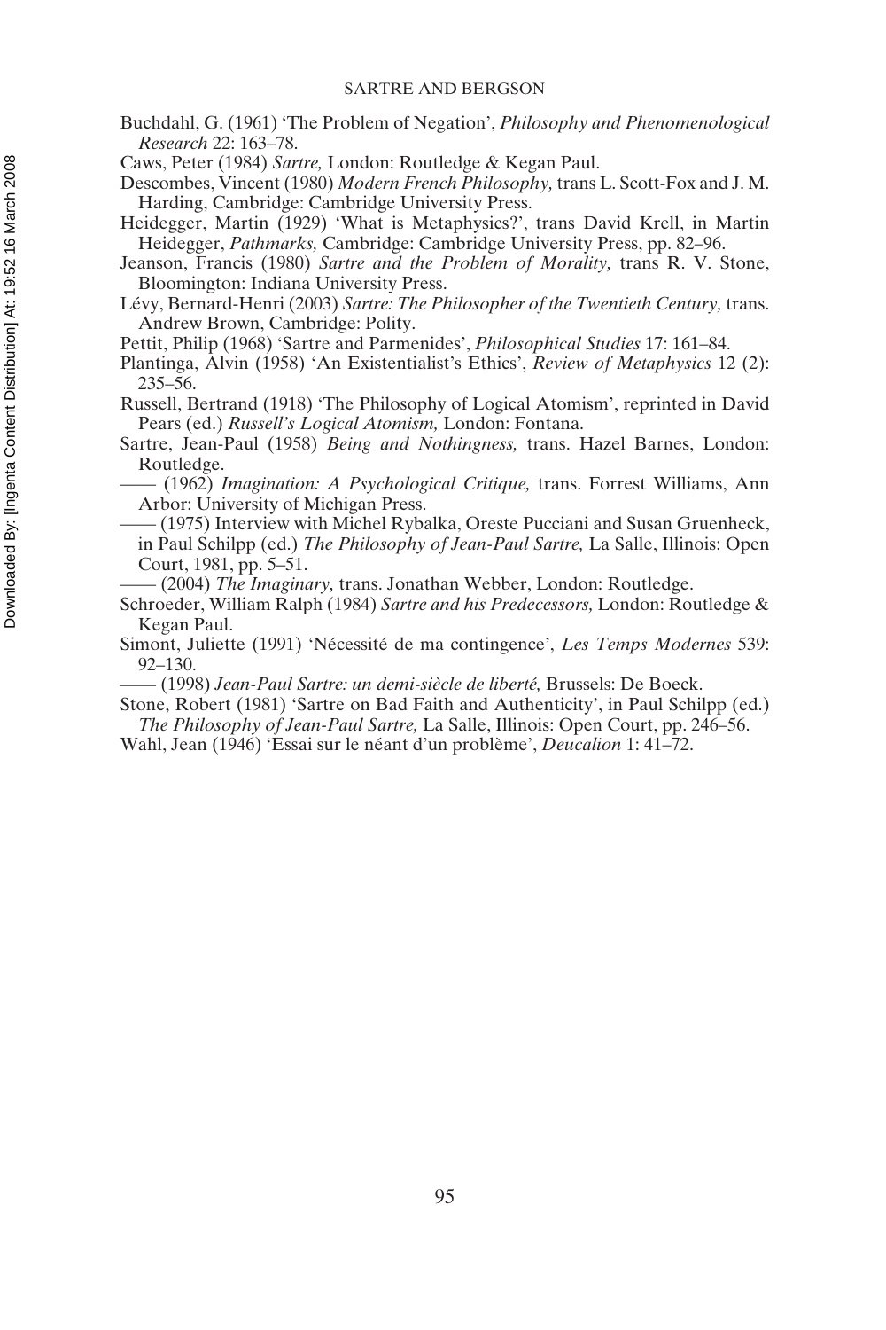Buchdahl, G. (1961) 'The Problem of Negation', *Philosophy and Phenomenological Research* 22: 163–78.

Caws, Peter (1984) *Sartre,* London: Routledge & Kegan Paul.

Descombes, Vincent (1980) *Modern French Philosophy,* trans L. Scott-Fox and J. M. Harding, Cambridge: Cambridge University Press.

Heidegger, Martin (1929) 'What is Metaphysics?', trans David Krell, in Martin Heidegger, *Pathmarks,* Cambridge: Cambridge University Press, pp. 82–96.

Jeanson, Francis (1980) *Sartre and the Problem of Morality,* trans R. V. Stone, Bloomington: Indiana University Press.

Lévy, Bernard-Henri (2003) *Sartre: The Philosopher of the Twentieth Century,* trans. Andrew Brown, Cambridge: Polity.

Pettit, Philip (1968) 'Sartre and Parmenides', *Philosophical Studies* 17: 161–84.

Plantinga, Alvin (1958) 'An Existentialist's Ethics', *Review of Metaphysics* 12 (2): 235–56.

Russell, Bertrand (1918) 'The Philosophy of Logical Atomism', reprinted in David Pears (ed.) *Russell's Logical Atomism,* London: Fontana.

Sartre, Jean-Paul (1958) *Being and Nothingness,* trans. Hazel Barnes, London: Routledge.

—— (1962) *Imagination: A Psychological Critique,* trans. Forrest Williams, Ann Arbor: University of Michigan Press.

—— (1975) Interview with Michel Rybalka, Oreste Pucciani and Susan Gruenheck, in Paul Schilpp (ed.) *The Philosophy of Jean-Paul Sartre,* La Salle, Illinois: Open Court, 1981, pp. 5–51.

—— (2004) *The Imaginary,* trans. Jonathan Webber, London: Routledge.

Schroeder, William Ralph (1984) *Sartre and his Predecessors,* London: Routledge & Kegan Paul.

Simont, Juliette (1991) 'Nécessité de ma contingence', *Les Temps Modernes* 539: 92–130.

—— (1998) *Jean-Paul Sartre: un demi-siècle de liberté,* Brussels: De Boeck.

Stone, Robert (1981) 'Sartre on Bad Faith and Authenticity', in Paul Schilpp (ed.) *The Philosophy of Jean-Paul Sartre,* La Salle, Illinois: Open Court, pp. 246–56.

Wahl, Jean (1946) 'Essai sur le néant d'un problème', *Deucalion* 1: 41–72.